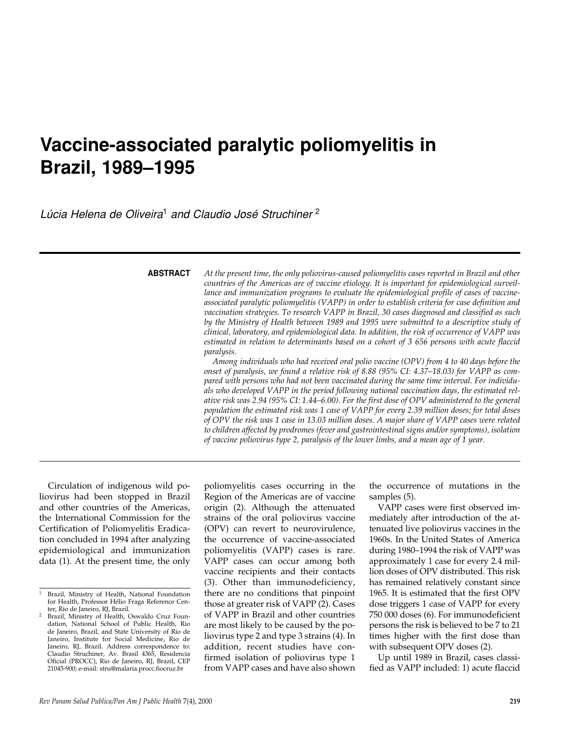# Vaccine-associated paralytic poliomyelitis in Brazil, 1989–1995

*Lúcia Helena de Oliveira*[1] *and Claudio José Struchiner*[2]

**ABSTRACT**

*At the present time, the only poliovirus-caused poliomyelitis cases reported in Brazil and other countries of the Americas are of vaccine etiology. It is important for epidemiological surveillance and immunization programs to evaluate the epidemiological profile of cases of vaccine-associated paralytic poliomyelitis (VAPP) in order to establish criteria for case definition and vaccination strategies. To research VAPP in Brazil, 30 cases diagnosed and classified as such by the Ministry of Health between 1989 and 1995 were submitted to a descriptive study of clinical, laboratory, and epidemiological data. In addition, the risk of occurrence of VAPP was estimated in relation to determinants based on a cohort of 3 656 persons with acute flaccid paralysis.*

*Among individuals who had received oral polio vaccine (OPV) from 4 to 40 days before the onset of paralysis, we found a relative risk of 8.88 (95% CI: 4.37–18.03) for VAPP as compared with persons who had not been vaccinated during the same time interval. For individuals who developed VAPP in the period following national vaccination days, the estimated relative risk was 2.94 (95% CI: 1.44–6.00). For the first dose of OPV administered to the general population the estimated risk was 1 case of VAPP for every 2.39 million doses; for total doses of OPV the risk was 1 case in 13.03 million doses. A major share of VAPP cases were related to children affected by prodromes (fever and gastrointestinal signs and/or symptoms), isolation of vaccine poliovirus type 2, paralysis of the lower limbs, and a mean age of 1 year.*

---

Circulation of indigenous wild poliovirus had been stopped in Brazil and other countries of the Americas, the International Commission for the Certification of Poliomyelitis Eradication concluded in 1994 after analyzing epidemiological and immunization data (1). At the present time, the only poliomyelitis cases occurring in the Region of the Americas are of vaccine origin (2). Although the attenuated strains of the oral poliovirus vaccine (OPV) can revert to neurovirulence, the occurrence of vaccine-associated poliomyelitis (VAPP) cases is rare. VAPP cases can occur among both vaccine recipients and their contacts (3). Other than immunodeficiency, there are no conditions that pinpoint those at greater risk of VAPP (2). Cases of VAPP in Brazil and other countries are most likely to be caused by the poliovirus type 2 and type 3 strains (4). In addition, recent studies have confirmed isolation of poliovirus type 1 from VAPP cases and have also shown the occurrence of mutations in the samples (5).

VAPP cases were first observed immediately after introduction of the attenuated live poliovirus vaccines in the 1960s. In the United States of America during 1980–1994 the risk of VAPP was approximately 1 case for every 2.4 million doses of OPV distributed. This risk has remained relatively constant since 1965. It is estimated that the first OPV dose triggers 1 case of VAPP for every 750 000 doses (6). For immunodeficient persons the risk is believed to be 7 to 21 times higher with the first dose than with subsequent OPV doses (2).

Up until 1989 in Brazil, cases classified as VAPP included: 1) acute flaccid

---

[1] Brazil, Ministry of Health, National Foundation for Health, Professor Hélio Fraga Reference Center, Rio de Janeiro, RJ, Brazil.

[2] Brazil, Ministry of Health, Oswaldo Cruz Foundation, National School of Public Health, Rio de Janeiro, Brazil, and State University of Rio de Janeiro, Institute for Social Medicine, Rio de Janeiro, RJ, Brazil. Address correspondence to: Claudio Struchiner, Av. Brasil 4365, Residencia Oficial (PROCC), Rio de Janeiro, RJ, Brazil, CEP 21045-900; e-mail: stru@malaria.procc.fiocruz.br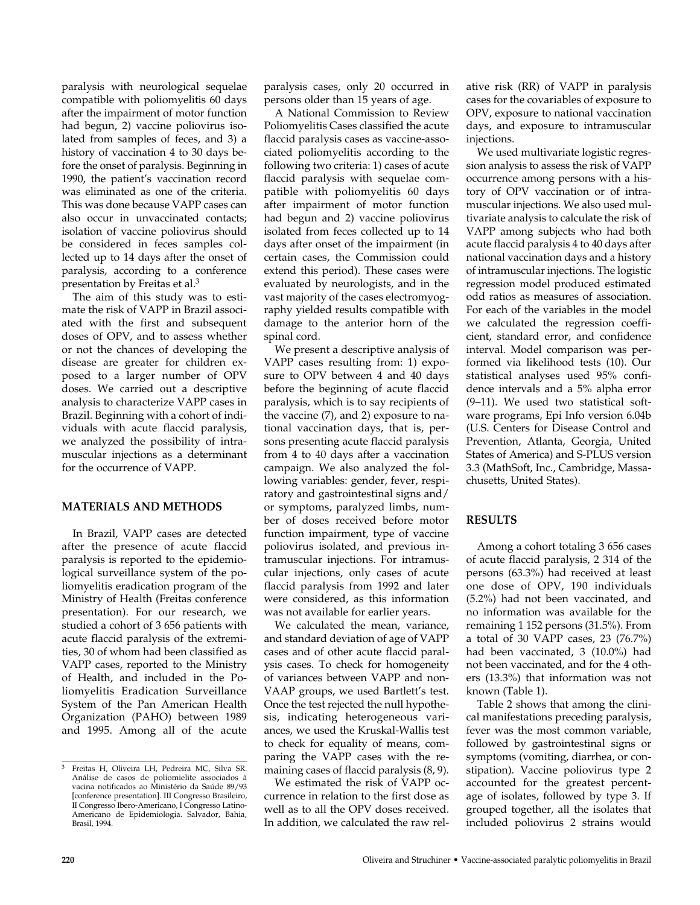paralysis with neurological sequelae compatible with poliomyelitis 60 days after the impairment of motor function had begun, 2) vaccine poliovirus isolated from samples of feces, and 3) a history of vaccination 4 to 30 days before the onset of paralysis. Beginning in 1990, the patient's vaccination record was eliminated as one of the criteria. This was done because VAPP cases can also occur in unvaccinated contacts; isolation of vaccine poliovirus should be considered in feces samples collected up to 14 days after the onset of paralysis, according to a conference presentation by Freitas et al.[3]

The aim of this study was to estimate the risk of VAPP in Brazil associated with the first and subsequent doses of OPV, and to assess whether or not the chances of developing the disease are greater for children exposed to a larger number of OPV doses. We carried out a descriptive analysis to characterize VAPP cases in Brazil. Beginning with a cohort of individuals with acute flaccid paralysis, we analyzed the possibility of intramuscular injections as a determinant for the occurrence of VAPP.

## MATERIALS AND METHODS

In Brazil, VAPP cases are detected after the presence of acute flaccid paralysis is reported to the epidemiological surveillance system of the poliomyelitis eradication program of the Ministry of Health (Freitas conference presentation). For our research, we studied a cohort of 3 656 patients with acute flaccid paralysis of the extremities, 30 of whom had been classified as VAPP cases, reported to the Ministry of Health, and included in the Poliomyelitis Eradication Surveillance System of the Pan American Health Organization (PAHO) between 1989 and 1995. Among all of the acute paralysis cases, only 20 occurred in persons older than 15 years of age.

A National Commission to Review Poliomyelitis Cases classified the acute flaccid paralysis cases as vaccine-associated poliomyelitis according to the following two criteria: 1) cases of acute flaccid paralysis with sequelae compatible with poliomyelitis 60 days after impairment of motor function had begun and 2) vaccine poliovirus isolated from feces collected up to 14 days after onset of the impairment (in certain cases, the Commission could extend this period). These cases were evaluated by neurologists, and in the vast majority of the cases electromyography yielded results compatible with damage to the anterior horn of the spinal cord.

We present a descriptive analysis of VAPP cases resulting from: 1) exposure to OPV between 4 and 40 days before the beginning of acute flaccid paralysis, which is to say recipients of the vaccine (7), and 2) exposure to national vaccination days, that is, persons presenting acute flaccid paralysis from 4 to 40 days after a vaccination campaign. We also analyzed the following variables: gender, fever, respiratory and gastrointestinal signs and/or symptoms, paralyzed limbs, number of doses received before motor function impairment, type of vaccine poliovirus isolated, and previous intramuscular injections. For intramuscular injections, only cases of acute flaccid paralysis from 1992 and later were considered, as this information was not available for earlier years.

We calculated the mean, variance, and standard deviation of age of VAPP cases and of other acute flaccid paralysis cases. To check for homogeneity of variances between VAPP and non-VAAP groups, we used Bartlett's test. Once the test rejected the null hypothesis, indicating heterogeneous variances, we used the Kruskal-Wallis test to check for equality of means, comparing the VAPP cases with the remaining cases of flaccid paralysis (8, 9).

We estimated the risk of VAPP occurrence in relation to the first dose as well as to all the OPV doses received. In addition, we calculated the raw relative risk (RR) of VAPP in paralysis cases for the covariables of exposure to OPV, exposure to national vaccination days, and exposure to intramuscular injections.

We used multivariate logistic regression analysis to assess the risk of VAPP occurrence among persons with a history of OPV vaccination or of intramuscular injections. We also used multivariate analysis to calculate the risk of VAPP among subjects who had both acute flaccid paralysis 4 to 40 days after national vaccination days and a history of intramuscular injections. The logistic regression model produced estimated odd ratios as measures of association. For each of the variables in the model we calculated the regression coefficient, standard error, and confidence interval. Model comparison was performed via likelihood tests (10). Our statistical analyses used 95% confidence intervals and a 5% alpha error (9–11). We used two statistical software programs, Epi Info version 6.04b (U.S. Centers for Disease Control and Prevention, Atlanta, Georgia, United States of America) and S-PLUS version 3.3 (MathSoft, Inc., Cambridge, Massachusetts, United States).

## RESULTS

Among a cohort totaling 3 656 cases of acute flaccid paralysis, 2 314 of the persons (63.3%) had received at least one dose of OPV, 190 individuals (5.2%) had not been vaccinated, and no information was available for the remaining 1 152 persons (31.5%). From a total of 30 VAPP cases, 23 (76.7%) had been vaccinated, 3 (10.0%) had not been vaccinated, and for the 4 others (13.3%) that information was not known (Table 1).

Table 2 shows that among the clinical manifestations preceding paralysis, fever was the most common variable, followed by gastrointestinal signs or symptoms (vomiting, diarrhea, or constipation). Vaccine poliovirus type 2 accounted for the greatest percentage of isolates, followed by type 3. If grouped together, all the isolates that included poliovirus 2 strains would

[3] Freitas H, Oliveira LH, Pedreira MC, Silva SR. Análise de casos de poliomielite associados à vacina notificados ao Ministério da Saúde 89/93 [conference presentation]. III Congresso Brasileiro, II Congresso Ibero-Americano, I Congresso Latino-Americano de Epidemiologia. Salvador, Bahia, Brasil, 1994.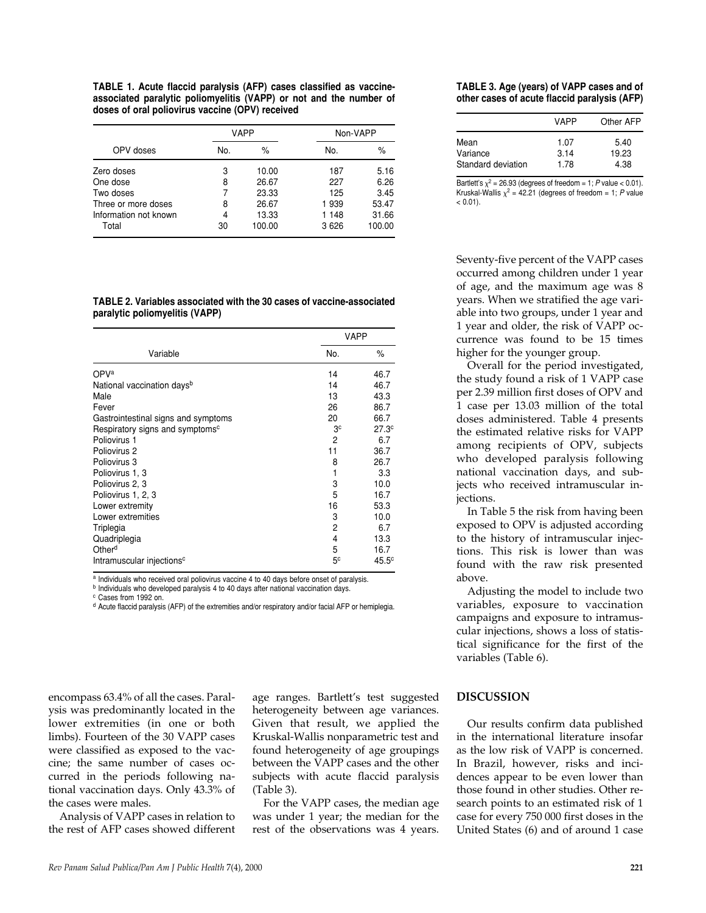**TABLE 1. Acute flaccid paralysis (AFP) cases classified as vaccine-associated paralytic poliomyelitis (VAPP) or not and the number of doses of oral poliovirus vaccine (OPV) received**

| | VAPP | | Non-VAPP | |
|---|---|---|---|---|
| OPV doses | No. | % | No. | % |
| Zero doses | 3 | 10.00 | 187 | 5.16 |
| One dose | 8 | 26.67 | 227 | 6.26 |
| Two doses | 7 | 23.33 | 125 | 3.45 |
| Three or more doses | 8 | 26.67 | 1 939 | 53.47 |
| Information not known | 4 | 13.33 | 1 148 | 31.66 |
| Total | 30 | 100.00 | 3 626 | 100.00 |

**TABLE 2. Variables associated with the 30 cases of vaccine-associated paralytic poliomyelitis (VAPP)**

| | VAPP | |
|---|---|---|
| Variable | No. | % |
| OPV[a] | 14 | 46.7 |
| National vaccination days[b] | 14 | 46.7 |
| Male | 13 | 43.3 |
| Fever | 26 | 86.7 |
| Gastrointestinal signs and symptoms | 20 | 66.7 |
| Respiratory signs and symptoms[c] | 3[c] | 27.3[c] |
| Poliovirus 1 | 2 | 6.7 |
| Poliovirus 2 | 11 | 36.7 |
| Poliovirus 3 | 8 | 26.7 |
| Poliovirus 1, 3 | 1 | 3.3 |
| Poliovirus 2, 3 | 3 | 10.0 |
| Poliovirus 1, 2, 3 | 5 | 16.7 |
| Lower extremity | 16 | 53.3 |
| Lower extremities | 3 | 10.0 |
| Triplegia | 2 | 6.7 |
| Quadriplegia | 4 | 13.3 |
| Other[d] | 5 | 16.7 |
| Intramuscular injections[c] | 5[c] | 45.5[c] |

[a] Individuals who received oral poliovirus vaccine 4 to 40 days before onset of paralysis.
[b] Individuals who developed paralysis 4 to 40 days after national vaccination days.
[c] Cases from 1992 on.
[d] Acute flaccid paralysis (AFP) of the extremities and/or respiratory and/or facial AFP or hemiplegia.

encompass 63.4% of all the cases. Paralysis was predominantly located in the lower extremities (in one or both limbs). Fourteen of the 30 VAPP cases were classified as exposed to the vaccine; the same number of cases occurred in the periods following national vaccination days. Only 43.3% of the cases were males.

Analysis of VAPP cases in relation to the rest of AFP cases showed different age ranges. Bartlett's test suggested heterogeneity between age variances. Given that result, we applied the Kruskal-Wallis nonparametric test and found heterogeneity of age groupings between the VAPP cases and the other subjects with acute flaccid paralysis (Table 3).

For the VAPP cases, the median age was under 1 year; the median for the rest of the observations was 4 years.

**TABLE 3. Age (years) of VAPP cases and of other cases of acute flaccid paralysis (AFP)**

| | VAPP | Other AFP |
|---|---|---|
| Mean | 1.07 | 5.40 |
| Variance | 3.14 | 19.23 |
| Standard deviation | 1.78 | 4.38 |

Bartlett's $\chi^2$ = 26.93 (degrees of freedom = 1; $P$ value < 0.01). Kruskal-Wallis $\chi^2$ = 42.21 (degrees of freedom = 1; $P$ value < 0.01).

Seventy-five percent of the VAPP cases occurred among children under 1 year of age, and the maximum age was 8 years. When we stratified the age variable into two groups, under 1 year and 1 year and older, the risk of VAPP occurrence was found to be 15 times higher for the younger group.

Overall for the period investigated, the study found a risk of 1 VAPP case per 2.39 million first doses of OPV and 1 case per 13.03 million of the total doses administered. Table 4 presents the estimated relative risks for VAPP among recipients of OPV, subjects who developed paralysis following national vaccination days, and subjects who received intramuscular injections.

In Table 5 the risk from having been exposed to OPV is adjusted according to the history of intramuscular injections. This risk is lower than was found with the raw risk presented above.

Adjusting the model to include two variables, exposure to vaccination campaigns and exposure to intramuscular injections, shows a loss of statistical significance for the first of the variables (Table 6).

## DISCUSSION

Our results confirm data published in the international literature insofar as the low risk of VAPP is concerned. In Brazil, however, risks and incidences appear to be even lower than those found in other studies. Other research points to an estimated risk of 1 case for every 750 000 first doses in the United States (6) and of around 1 case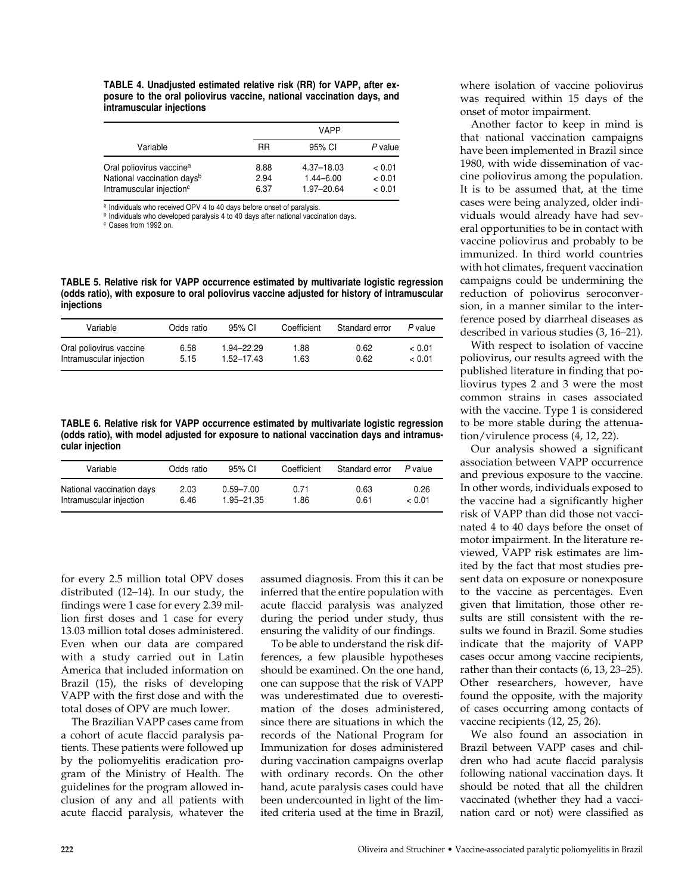**TABLE 4. Unadjusted estimated relative risk (RR) for VAPP, after exposure to the oral poliovirus vaccine, national vaccination days, and intramuscular injections**

| Variable | VAPP | | |
|---|---|---|---|
| | RR | 95% CI | *P* value |
| Oral poliovirus vaccine[a] | 8.88 | 4.37–18.03 | < 0.01 |
| National vaccination days[b] | 2.94 | 1.44–6.00 | < 0.01 |
| Intramuscular injection[c] | 6.37 | 1.97–20.64 | < 0.01 |

[a] Individuals who received OPV 4 to 40 days before onset of paralysis.
[b] Individuals who developed paralysis 4 to 40 days after national vaccination days.
[c] Cases from 1992 on.

**TABLE 5. Relative risk for VAPP occurrence estimated by multivariate logistic regression (odds ratio), with exposure to oral poliovirus vaccine adjusted for history of intramuscular injections**

| Variable | Odds ratio | 95% CI | Coefficient | Standard error | *P* value |
|---|---|---|---|---|---|
| Oral poliovirus vaccine | 6.58 | 1.94–22.29 | 1.88 | 0.62 | < 0.01 |
| Intramuscular injection | 5.15 | 1.52–17.43 | 1.63 | 0.62 | < 0.01 |

**TABLE 6. Relative risk for VAPP occurrence estimated by multivariate logistic regression (odds ratio), with model adjusted for exposure to national vaccination days and intramuscular injection**

| Variable | Odds ratio | 95% CI | Coefficient | Standard error | *P* value |
|---|---|---|---|---|---|
| National vaccination days | 2.03 | 0.59–7.00 | 0.71 | 0.63 | 0.26 |
| Intramuscular injection | 6.46 | 1.95–21.35 | 1.86 | 0.61 | < 0.01 |

for every 2.5 million total OPV doses distributed (12–14). In our study, the findings were 1 case for every 2.39 million first doses and 1 case for every 13.03 million total doses administered. Even when our data are compared with a study carried out in Latin America that included information on Brazil (15), the risks of developing VAPP with the first dose and with the total doses of OPV are much lower.

The Brazilian VAPP cases came from a cohort of acute flaccid paralysis patients. These patients were followed up by the poliomyelitis eradication program of the Ministry of Health. The guidelines for the program allowed inclusion of any and all patients with acute flaccid paralysis, whatever the assumed diagnosis. From this it can be inferred that the entire population with acute flaccid paralysis was analyzed during the period under study, thus ensuring the validity of our findings.

To be able to understand the risk differences, a few plausible hypotheses should be examined. On the one hand, one can suppose that the risk of VAPP was underestimated due to overestimation of the doses administered, since there are situations in which the records of the National Program for Immunization for doses administered during vaccination campaigns overlap with ordinary records. On the other hand, acute paralysis cases could have been undercounted in light of the limited criteria used at the time in Brazil, where isolation of vaccine poliovirus was required within 15 days of the onset of motor impairment.

Another factor to keep in mind is that national vaccination campaigns have been implemented in Brazil since 1980, with wide dissemination of vaccine poliovirus among the population. It is to be assumed that, at the time cases were being analyzed, older individuals would already have had several opportunities to be in contact with vaccine poliovirus and probably to be immunized. In third world countries with hot climates, frequent vaccination campaigns could be undermining the reduction of poliovirus seroconversion, in a manner similar to the interference posed by diarrheal diseases as described in various studies (3, 16–21).

With respect to isolation of vaccine poliovirus, our results agreed with the published literature in finding that poliovirus types 2 and 3 were the most common strains in cases associated with the vaccine. Type 1 is considered to be more stable during the attenuation/virulence process (4, 12, 22).

Our analysis showed a significant association between VAPP occurrence and previous exposure to the vaccine. In other words, individuals exposed to the vaccine had a significantly higher risk of VAPP than did those not vaccinated 4 to 40 days before the onset of motor impairment. In the literature reviewed, VAPP risk estimates are limited by the fact that most studies present data on exposure or nonexposure to the vaccine as percentages. Even given that limitation, those other results are still consistent with the results we found in Brazil. Some studies indicate that the majority of VAPP cases occur among vaccine recipients, rather than their contacts (6, 13, 23–25). Other researchers, however, have found the opposite, with the majority of cases occurring among contacts of vaccine recipients (12, 25, 26).

We also found an association in Brazil between VAPP cases and children who had acute flaccid paralysis following national vaccination days. It should be noted that all the children vaccinated (whether they had a vaccination card or not) were classified as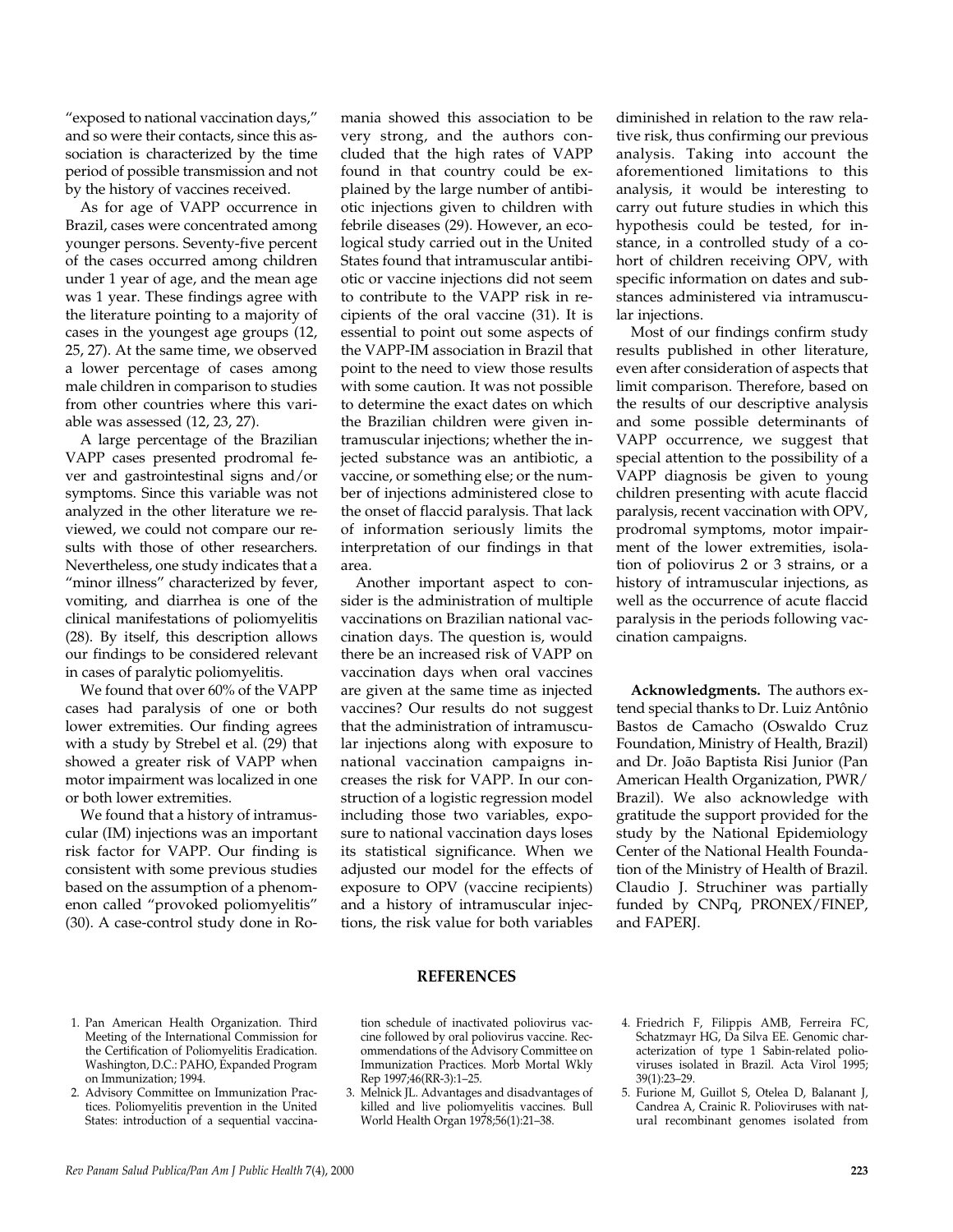"exposed to national vaccination days," and so were their contacts, since this association is characterized by the time period of possible transmission and not by the history of vaccines received.

As for age of VAPP occurrence in Brazil, cases were concentrated among younger persons. Seventy-five percent of the cases occurred among children under 1 year of age, and the mean age was 1 year. These findings agree with the literature pointing to a majority of cases in the youngest age groups (12, 25, 27). At the same time, we observed a lower percentage of cases among male children in comparison to studies from other countries where this variable was assessed (12, 23, 27).

A large percentage of the Brazilian VAPP cases presented prodromal fever and gastrointestinal signs and/or symptoms. Since this variable was not analyzed in the other literature we reviewed, we could not compare our results with those of other researchers. Nevertheless, one study indicates that a "minor illness" characterized by fever, vomiting, and diarrhea is one of the clinical manifestations of poliomyelitis (28). By itself, this description allows our findings to be considered relevant in cases of paralytic poliomyelitis.

We found that over 60% of the VAPP cases had paralysis of one or both lower extremities. Our finding agrees with a study by Strebel et al. (29) that showed a greater risk of VAPP when motor impairment was localized in one or both lower extremities.

We found that a history of intramuscular (IM) injections was an important risk factor for VAPP. Our finding is consistent with some previous studies based on the assumption of a phenomenon called "provoked poliomyelitis" (30). A case-control study done in Romania showed this association to be very strong, and the authors concluded that the high rates of VAPP found in that country could be explained by the large number of antibiotic injections given to children with febrile diseases (29). However, an ecological study carried out in the United States found that intramuscular antibiotic or vaccine injections did not seem to contribute to the VAPP risk in recipients of the oral vaccine (31). It is essential to point out some aspects of the VAPP-IM association in Brazil that point to the need to view those results with some caution. It was not possible to determine the exact dates on which the Brazilian children were given intramuscular injections; whether the injected substance was an antibiotic, a vaccine, or something else; or the number of injections administered close to the onset of flaccid paralysis. That lack of information seriously limits the interpretation of our findings in that area.

Another important aspect to consider is the administration of multiple vaccinations on Brazilian national vaccination days. The question is, would there be an increased risk of VAPP on vaccination days when oral vaccines are given at the same time as injected vaccines? Our results do not suggest that the administration of intramuscular injections along with exposure to national vaccination campaigns increases the risk for VAPP. In our construction of a logistic regression model including those two variables, exposure to national vaccination days loses its statistical significance. When we adjusted our model for the effects of exposure to OPV (vaccine recipients) and a history of intramuscular injections, the risk value for both variables diminished in relation to the raw relative risk, thus confirming our previous analysis. Taking into account the aforementioned limitations to this analysis, it would be interesting to carry out future studies in which this hypothesis could be tested, for instance, in a controlled study of a cohort of children receiving OPV, with specific information on dates and substances administered via intramuscular injections.

Most of our findings confirm study results published in other literature, even after consideration of aspects that limit comparison. Therefore, based on the results of our descriptive analysis and some possible determinants of VAPP occurrence, we suggest that special attention to the possibility of a VAPP diagnosis be given to young children presenting with acute flaccid paralysis, recent vaccination with OPV, prodromal symptoms, motor impairment of the lower extremities, isolation of poliovirus 2 or 3 strains, or a history of intramuscular injections, as well as the occurrence of acute flaccid paralysis in the periods following vaccination campaigns.

**Acknowledgments.** The authors extend special thanks to Dr. Luiz Antônio Bastos de Camacho (Oswaldo Cruz Foundation, Ministry of Health, Brazil) and Dr. João Baptista Risi Junior (Pan American Health Organization, PWR/Brazil). We also acknowledge with gratitude the support provided for the study by the National Epidemiology Center of the National Health Foundation of the Ministry of Health of Brazil. Claudio J. Struchiner was partially funded by CNPq, PRONEX/FINEP, and FAPERJ.

## REFERENCES

1. Pan American Health Organization. Third Meeting of the International Commission for the Certification of Poliomyelitis Eradication. Washington, D.C.: PAHO, Expanded Program on Immunization; 1994.
2. Advisory Committee on Immunization Practices. Poliomyelitis prevention in the United States: introduction of a sequential vaccination schedule of inactivated poliovirus vaccine followed by oral poliovirus vaccine. Recommendations of the Advisory Committee on Immunization Practices. Morb Mortal Wkly Rep 1997;46(RR-3):1–25.
3. Melnick JL. Advantages and disadvantages of killed and live poliomyelitis vaccines. Bull World Health Organ 1978;56(1):21–38.
4. Friedrich F, Filippis AMB, Ferreira FC, Schatzmayr HG, Da Silva EE. Genomic characterization of type 1 Sabin-related polioviruses isolated in Brazil. Acta Virol 1995; 39(1):23–29.
5. Furione M, Guillot S, Otelea D, Balanant J, Candrea A, Crainic R. Polioviruses with natural recombinant genomes isolated from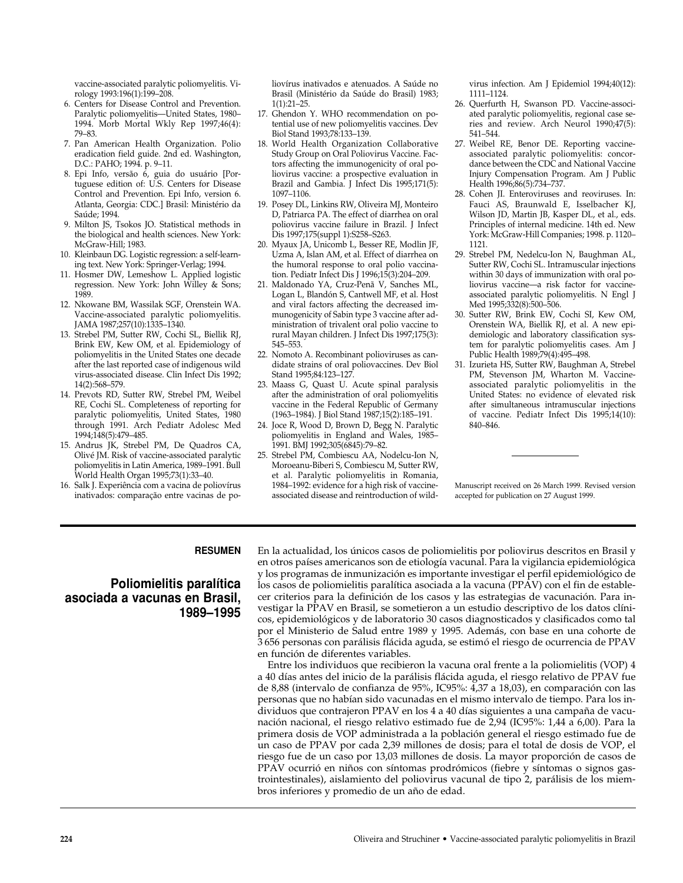vaccine-associated paralytic poliomyelitis. Virology 1993:196(1):199–208.

6. Centers for Disease Control and Prevention. Paralytic poliomyelitis—United States, 1980–1994. Morb Mortal Wkly Rep 1997;46(4): 79–83.
7. Pan American Health Organization. Polio eradication field guide. 2nd ed. Washington, D.C.: PAHO; 1994. p. 9–11.
8. Epi Info, versão 6, guia do usuário [Portuguese edition of: U.S. Centers for Disease Control and Prevention. Epi Info, version 6. Atlanta, Georgia: CDC.] Brasil: Ministério da Saúde; 1994.
9. Milton JS, Tsokos JO. Statistical methods in the biological and health sciences. New York: McGraw-Hill; 1983.
10. Kleinbaun DG. Logistic regression: a self-learning text. New York: Springer-Verlag; 1994.
11. Hosmer DW, Lemeshow L. Applied logistic regression. New York: John Willey & Sons; 1989.
12. Nkowane BM, Wassilak SGF, Orenstein WA. Vaccine-associated paralytic poliomyelitis. JAMA 1987;257(10):1335–1340.
13. Strebel PM, Sutter RW, Cochi SL, Biellik RJ, Brink EW, Kew OM, et al. Epidemiology of poliomyelitis in the United States one decade after the last reported case of indigenous wild virus-associated disease. Clin Infect Dis 1992; 14(2):568–579.
14. Prevots RD, Sutter RW, Strebel PM, Weibel RE, Cochi SL. Completeness of reporting for paralytic poliomyelitis, United States, 1980 through 1991. Arch Pediatr Adolesc Med 1994;148(5):479–485.
15. Andrus JK, Strebel PM, De Quadros CA, Olivé JM. Risk of vaccine-associated paralytic poliomyelitis in Latin America, 1989–1991. Bull World Health Organ 1995;73(1):33–40.
16. Salk J. Experiência com a vacina de poliovírus inativados: comparação entre vacinas de poliovírus inativados e atenuados. A Saúde no Brasil (Ministério da Saúde do Brasil) 1983; 1(1):21–25.
17. Ghendon Y. WHO recommendation on potential use of new poliomyelitis vaccines. Dev Biol Stand 1993;78:133–139.
18. World Health Organization Collaborative Study Group on Oral Poliovirus Vaccine. Factors affecting the immunogenicity of oral poliovirus vaccine: a prospective evaluation in Brazil and Gambia. J Infect Dis 1995;171(5): 1097–1106.
19. Posey DL, Linkins RW, Oliveira MJ, Monteiro D, Patriarca PA. The effect of diarrhea on oral poliovirus vaccine failure in Brazil. J Infect Dis 1997;175(suppl 1):S258–S263.
20. Myaux JA, Unicomb L, Besser RE, Modlin JF, Uzma A, Islan AM, et al. Effect of diarrhea on the humoral response to oral polio vaccination. Pediatr Infect Dis J 1996;15(3):204–209.
21. Maldonado YA, Cruz-Penã V, Sanches ML, Logan L, Blandón S, Cantwell MF, et al. Host and viral factors affecting the decreased immunogenicity of Sabin type 3 vaccine after administration of trivalent oral polio vaccine to rural Mayan children. J Infect Dis 1997;175(3): 545–553.
22. Nomoto A. Recombinant polioviruses as candidate strains of oral poliovaccines. Dev Biol Stand 1995;84:123–127.
23. Maass G, Quast U. Acute spinal paralysis after the administration of oral poliomyelitis vaccine in the Federal Republic of Germany (1963–1984). J Biol Stand 1987;15(2):185–191.
24. Joce R, Wood D, Brown D, Begg N. Paralytic poliomyelitis in England and Wales, 1985–1991. BMJ 1992;305(6845):79–82.
25. Strebel PM, Combiescu AA, Nodelcu-Ion N, Moroeanu-Biberi S, Combiescu M, Sutter RW, et al. Paralytic poliomyelitis in Romania, 1984–1992: evidence for a high risk of vaccine-associated disease and reintroduction of wild-virus infection. Am J Epidemiol 1994;40(12): 1111–1124.
26. Querfurth H, Swanson PD. Vaccine-associated paralytic poliomyelitis, regional case series and review. Arch Neurol 1990;47(5): 541–544.
27. Weibel RE, Benor DE. Reporting vaccine-associated paralytic poliomyelitis: concordance between the CDC and National Vaccine Injury Compensation Program. Am J Public Health 1996;86(5):734–737.
28. Cohen JI. Enteroviruses and reoviruses. In: Fauci AS, Braunwald E, Isselbacher KJ, Wilson JD, Martin JB, Kasper DL, et al., eds. Principles of internal medicine. 14th ed. New York: McGraw-Hill Companies; 1998. p. 1120–1121.
29. Strebel PM, Nedelcu-Ion N, Baughman AL, Sutter RW, Cochi SL. Intramuscular injections within 30 days of immunization with oral poliovirus vaccine—a risk factor for vaccine-associated paralytic poliomyelitis. N Engl J Med 1995;332(8):500–506.
30. Sutter RW, Brink EW, Cochi SI, Kew OM, Orenstein WA, Biellik RJ, et al. A new epidemiologic and laboratory classification system for paralytic poliomyelitis cases. Am J Public Health 1989;79(4):495–498.
31. Izurieta HS, Sutter RW, Baughman A, Strebel PM, Stevenson JM, Wharton M. Vaccine-associated paralytic poliomyelitis in the United States: no evidence of elevated risk after simultaneous intramuscular injections of vaccine. Pediatr Infect Dis 1995;14(10): 840–846.

Manuscript received on 26 March 1999. Revised version accepted for publication on 27 August 1999.

---

**RESUMEN**

## Poliomielitis paralítica asociada a vacunas en Brasil, 1989–1995

En la actualidad, los únicos casos de poliomielitis por poliovirus descritos en Brasil y en otros países americanos son de etiología vacunal. Para la vigilancia epidemiológica y los programas de inmunización es importante investigar el perfil epidemiológico de los casos de poliomielitis paralítica asociada a la vacuna (PPAV) con el fin de establecer criterios para la definición de los casos y las estrategias de vacunación. Para investigar la PPAV en Brasil, se sometieron a un estudio descriptivo de los datos clínicos, epidemiológicos y de laboratorio 30 casos diagnosticados y clasificados como tal por el Ministerio de Salud entre 1989 y 1995. Además, con base en una cohorte de 3 656 personas con parálisis flácida aguda, se estimó el riesgo de ocurrencia de PPAV en función de diferentes variables.

Entre los individuos que recibieron la vacuna oral frente a la poliomielitis (VOP) 4 a 40 días antes del inicio de la parálisis flácida aguda, el riesgo relativo de PPAV fue de 8,88 (intervalo de confianza de 95%, IC95%: 4,37 a 18,03), en comparación con las personas que no habían sido vacunadas en el mismo intervalo de tiempo. Para los individuos que contrajeron PPAV en los 4 a 40 días siguientes a una campaña de vacunación nacional, el riesgo relativo estimado fue de 2,94 (IC95%: 1,44 a 6,00). Para la primera dosis de VOP administrada a la población general el riesgo estimado fue de un caso de PPAV por cada 2,39 millones de dosis; para el total de dosis de VOP, el riesgo fue de un caso por 13,03 millones de dosis. La mayor proporción de casos de PPAV ocurrió en niños con síntomas prodrómicos (fiebre y síntomas o signos gastrointestinales), aislamiento del poliovirus vacunal de tipo 2, parálisis de los miembros inferiores y promedio de un año de edad.